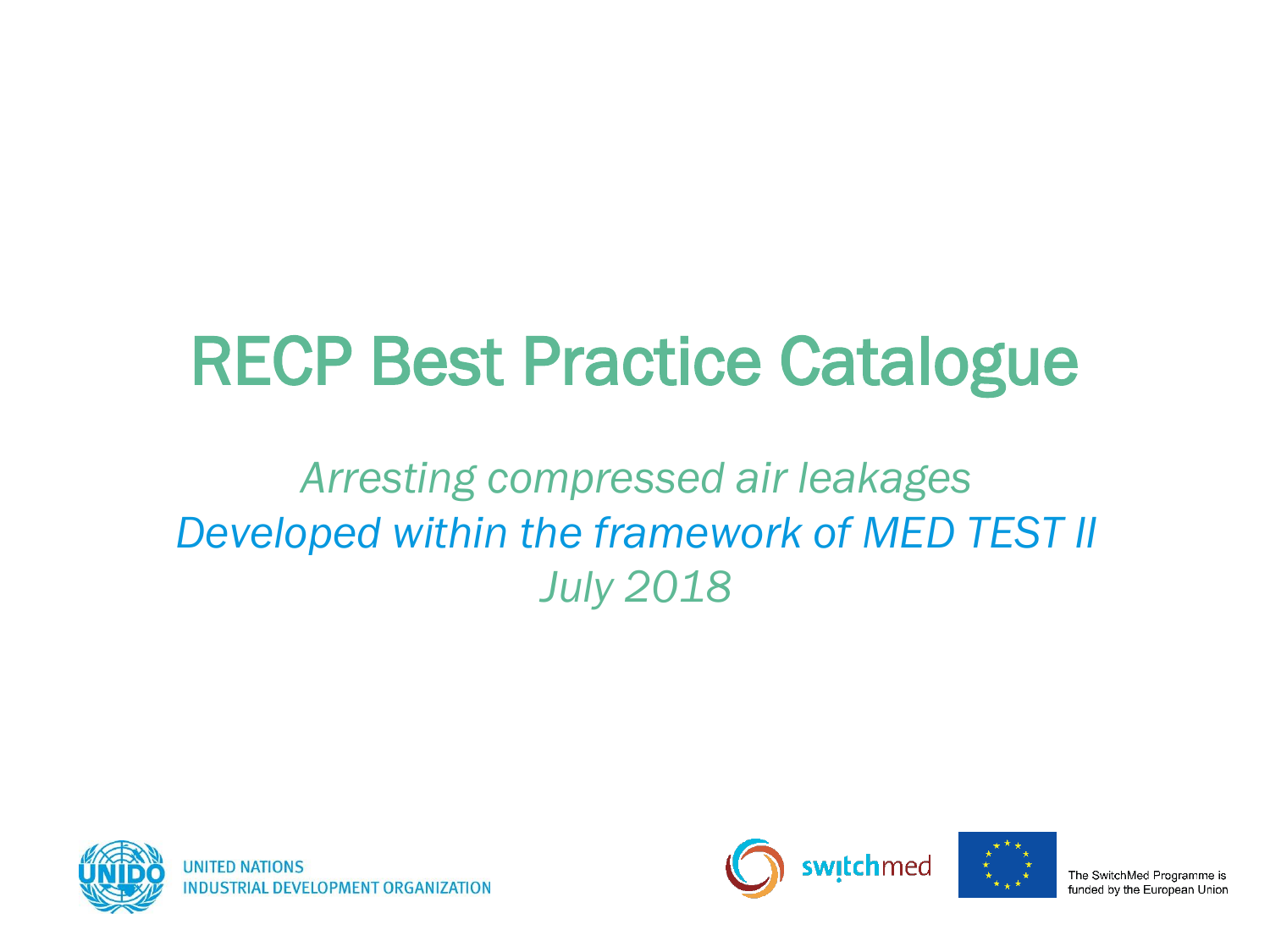# RECP Best Practice Catalogue

*Arresting compressed air leakages*
*Developed within the framework of MED TEST II*
*July 2018*

UNITED NATIONS
INDUSTRIAL DEVELOPMENT ORGANIZATION

switchmed

The SwitchMed Programme is funded by the European Union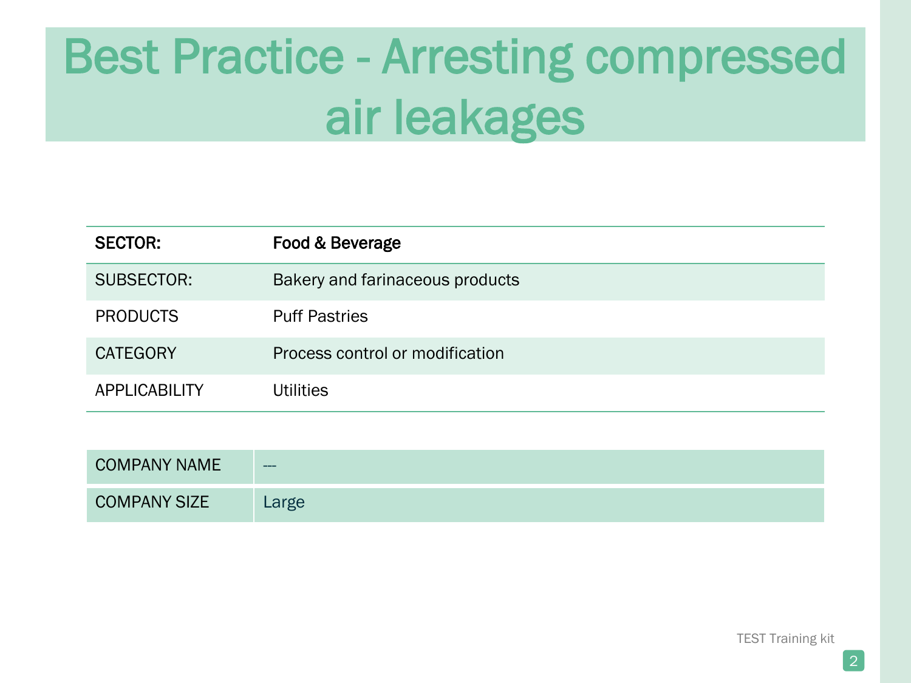# Best Practice - Arresting compressed air leakages

| **SECTOR:** | **Food & Beverage** |
| --- | --- |
| SUBSECTOR: | Bakery and farinaceous products |
| PRODUCTS | Puff Pastries |
| CATEGORY | Process control or modification |
| APPLICABILITY | Utilities |

| COMPANY NAME | --- |
| --- | --- |
| COMPANY SIZE | Large |

TEST Training kit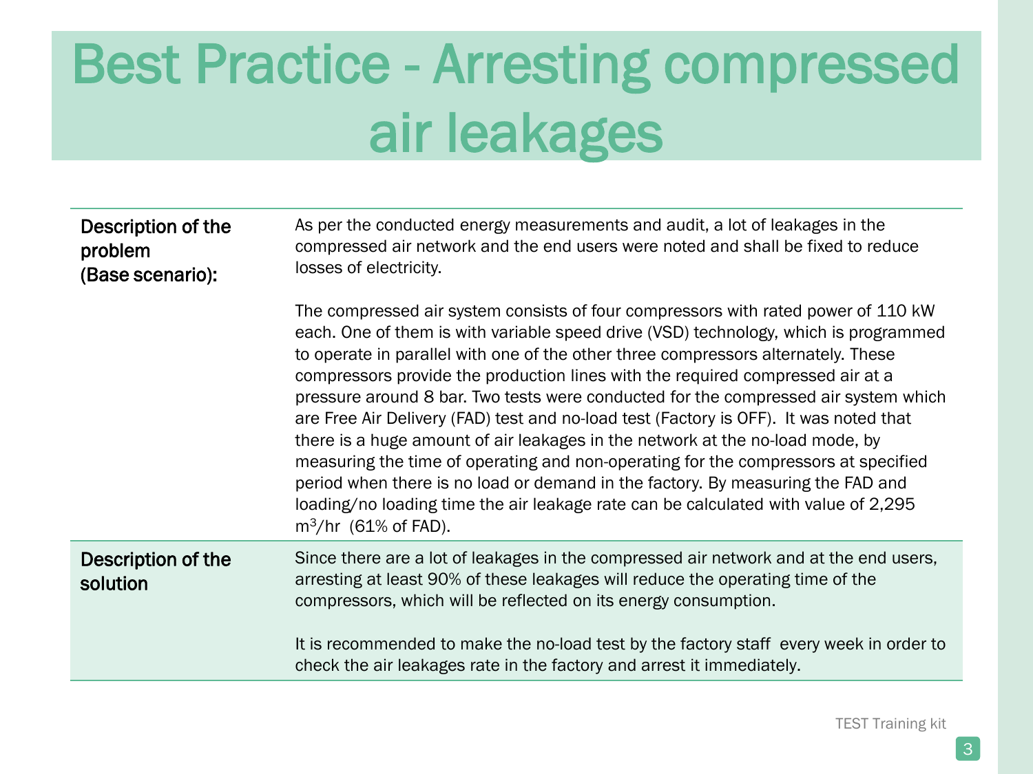# Best Practice - Arresting compressed air leakages

| | |
|---|---|
| Description of the problem (Base scenario): | As per the conducted energy measurements and audit, a lot of leakages in the compressed air network and the end users were noted and shall be fixed to reduce losses of electricity.<br><br>The compressed air system consists of four compressors with rated power of 110 kW each. One of them is with variable speed drive (VSD) technology, which is programmed to operate in parallel with one of the other three compressors alternately. These compressors provide the production lines with the required compressed air at a pressure around 8 bar. Two tests were conducted for the compressed air system which are Free Air Delivery (FAD) test and no-load test (Factory is OFF). It was noted that there is a huge amount of air leakages in the network at the no-load mode, by measuring the time of operating and non-operating for the compressors at specified period when there is no load or demand in the factory. By measuring the FAD and loading/no loading time the air leakage rate can be calculated with value of 2,295 $m^3$/hr (61% of FAD). |
| Description of the solution | Since there are a lot of leakages in the compressed air network and at the end users, arresting at least 90% of these leakages will reduce the operating time of the compressors, which will be reflected on its energy consumption.<br><br>It is recommended to make the no-load test by the factory staff every week in order to check the air leakages rate in the factory and arrest it immediately. |

TEST Training kit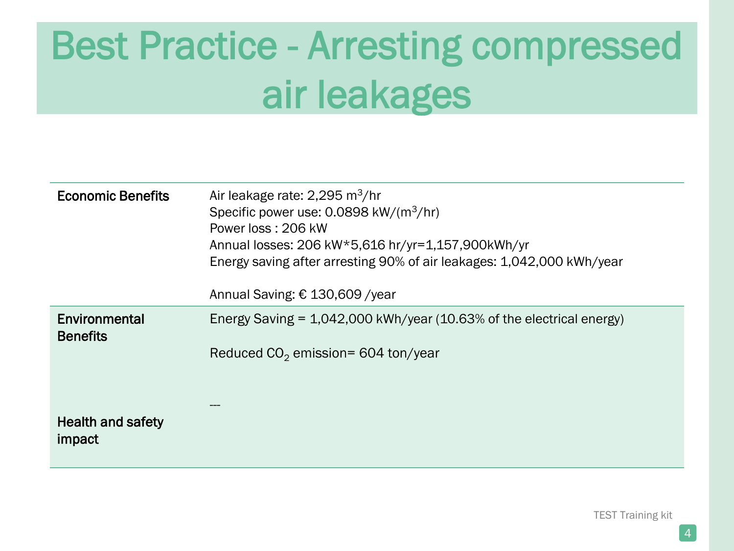# Best Practice - Arresting compressed air leakages

| | |
|---|---|
| **Economic Benefits** | Air leakage rate: 2,295 $m^3$/hr<br>Specific power use: 0.0898 kW/($m^3$/hr)<br>Power loss : 206 kW<br>Annual losses: 206 kW*5,616 hr/yr=1,157,900kWh/yr<br>Energy saving after arresting 90% of air leakages: 1,042,000 kWh/year<br><br>Annual Saving: € 130,609 /year |
| **Environmental Benefits** | Energy Saving = 1,042,000 kWh/year (10.63% of the electrical energy)<br><br>Reduced $CO_2$ emission= 604 ton/year |
| **Health and safety impact** | --- |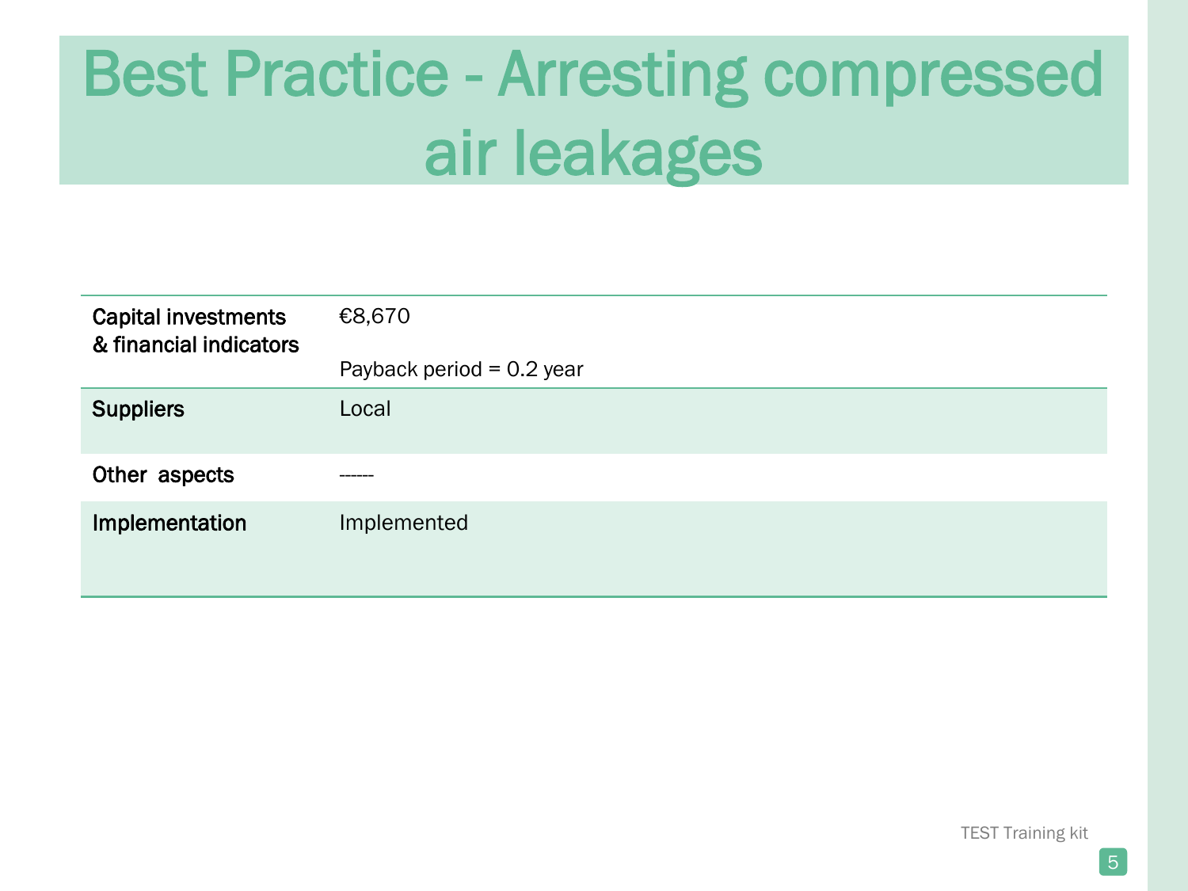# Best Practice - Arresting compressed air leakages

| | |
|---|---|
| **Capital investments & financial indicators** | €8,670<br><br>Payback period = 0.2 year |
| **Suppliers** | Local |
| **Other aspects** | ------ |
| **Implementation** | Implemented |

TEST Training kit